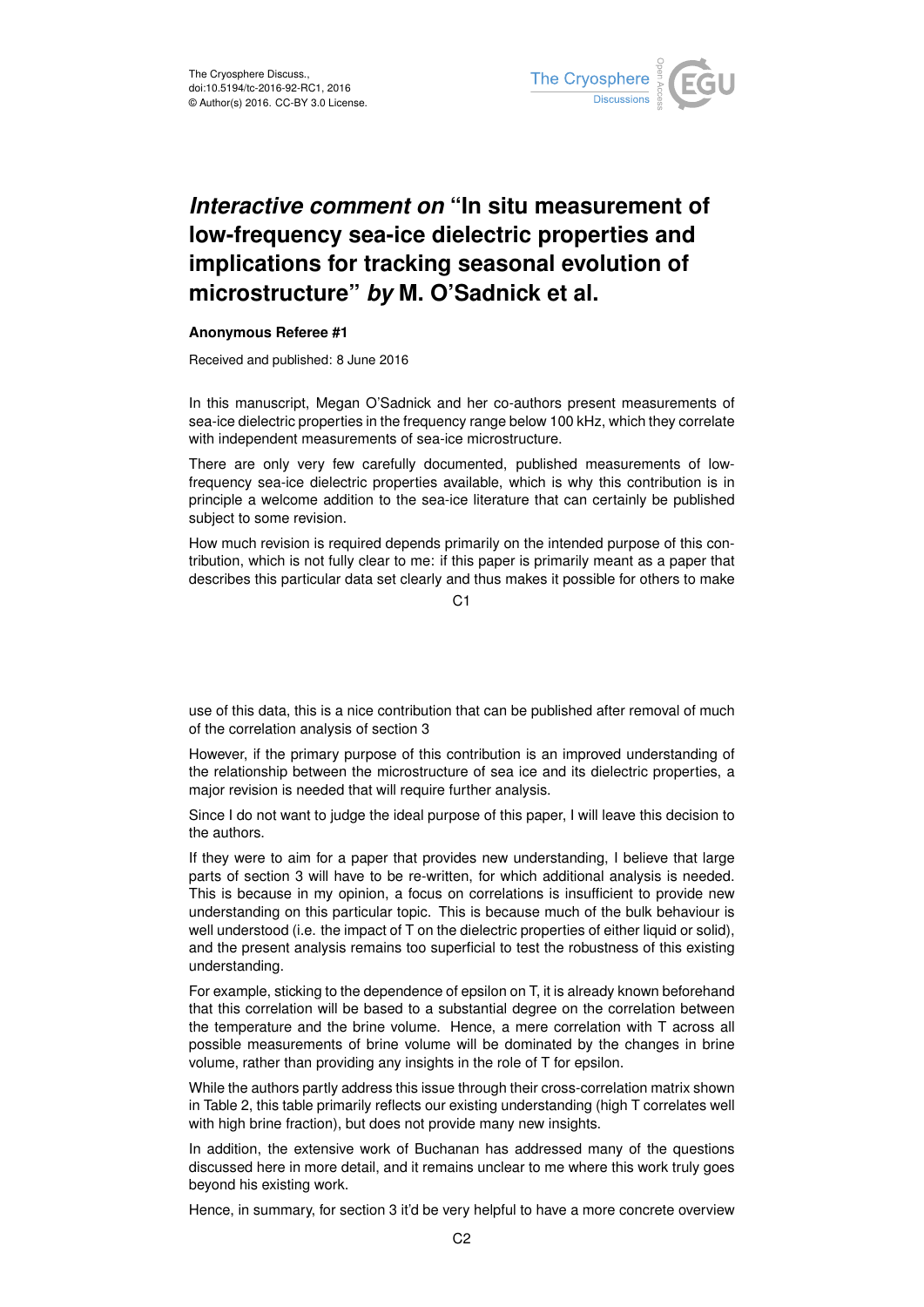# *Interactive comment on* "In situ measurement of low-frequency sea-ice dielectric properties and implications for tracking seasonal evolution of microstructure" *by* M. O'Sadnick et al.

**Anonymous Referee #1**

Received and published: 8 June 2016

In this manuscript, Megan O'Sadnick and her co-authors present measurements of sea-ice dielectric properties in the frequency range below 100 kHz, which they correlate with independent measurements of sea-ice microstructure.

There are only very few carefully documented, published measurements of low-frequency sea-ice dielectric properties available, which is why this contribution is in principle a welcome addition to the sea-ice literature that can certainly be published subject to some revision.

How much revision is required depends primarily on the intended purpose of this contribution, which is not fully clear to me: if this paper is primarily meant as a paper that describes this particular data set clearly and thus makes it possible for others to make use of this data, this is a nice contribution that can be published after removal of much of the correlation analysis of section 3

However, if the primary purpose of this contribution is an improved understanding of the relationship between the microstructure of sea ice and its dielectric properties, a major revision is needed that will require further analysis.

Since I do not want to judge the ideal purpose of this paper, I will leave this decision to the authors.

If they were to aim for a paper that provides new understanding, I believe that large parts of section 3 will have to be re-written, for which additional analysis is needed. This is because in my opinion, a focus on correlations is insufficient to provide new understanding on this particular topic. This is because much of the bulk behaviour is well understood (i.e. the impact of T on the dielectric properties of either liquid or solid), and the present analysis remains too superficial to test the robustness of this existing understanding.

For example, sticking to the dependence of epsilon on T, it is already known beforehand that this correlation will be based to a substantial degree on the correlation between the temperature and the brine volume. Hence, a mere correlation with T across all possible measurements of brine volume will be dominated by the changes in brine volume, rather than providing any insights in the role of T for epsilon.

While the authors partly address this issue through their cross-correlation matrix shown in Table 2, this table primarily reflects our existing understanding (high T correlates well with high brine fraction), but does not provide many new insights.

In addition, the extensive work of Buchanan has addressed many of the questions discussed here in more detail, and it remains unclear to me where this work truly goes beyond his existing work.

Hence, in summary, for section 3 it'd be very helpful to have a more concrete overview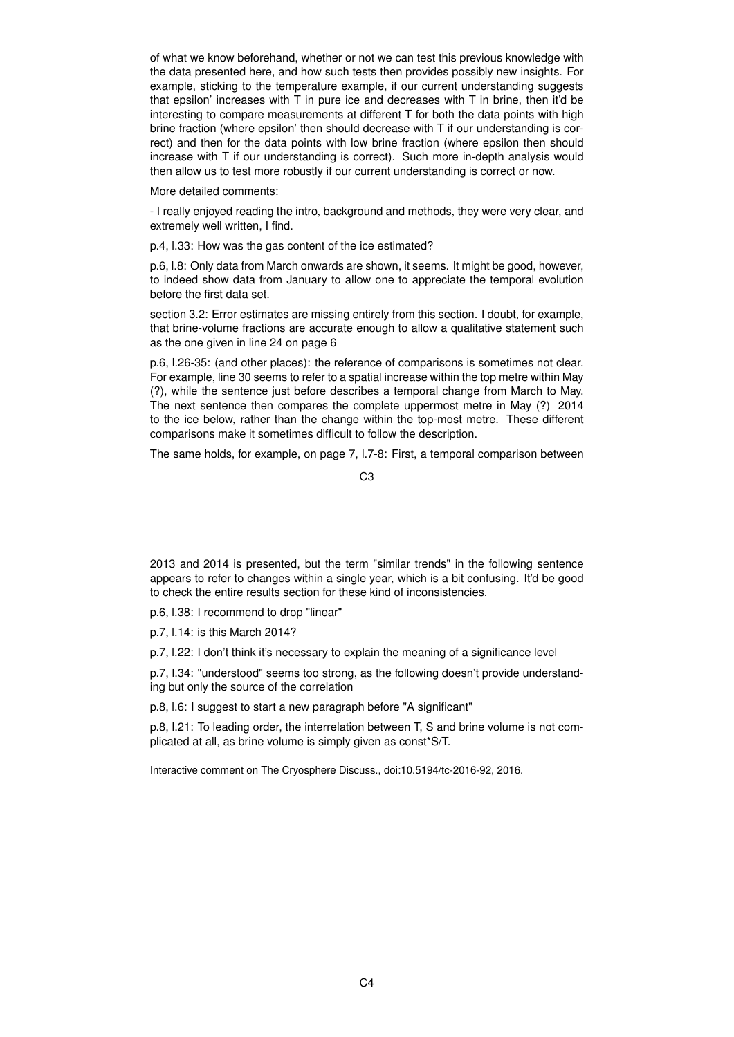of what we know beforehand, whether or not we can test this previous knowledge with the data presented here, and how such tests then provides possibly new insights. For example, sticking to the temperature example, if our current understanding suggests that epsilon' increases with T in pure ice and decreases with T in brine, then it'd be interesting to compare measurements at different T for both the data points with high brine fraction (where epsilon' then should decrease with T if our understanding is correct) and then for the data points with low brine fraction (where epsilon then should increase with T if our understanding is correct). Such more in-depth analysis would then allow us to test more robustly if our current understanding is correct or now.

More detailed comments:

- I really enjoyed reading the intro, background and methods, they were very clear, and extremely well written, I find.

p.4, l.33: How was the gas content of the ice estimated?

p.6, l.8: Only data from March onwards are shown, it seems. It might be good, however, to indeed show data from January to allow one to appreciate the temporal evolution before the first data set.

section 3.2: Error estimates are missing entirely from this section. I doubt, for example, that brine-volume fractions are accurate enough to allow a qualitative statement such as the one given in line 24 on page 6

p.6, l.26-35: (and other places): the reference of comparisons is sometimes not clear. For example, line 30 seems to refer to a spatial increase within the top metre within May (?), while the sentence just before describes a temporal change from March to May. The next sentence then compares the complete uppermost metre in May (?) 2014 to the ice below, rather than the change within the top-most metre. These different comparisons make it sometimes difficult to follow the description.

The same holds, for example, on page 7, l.7-8: First, a temporal comparison between 2013 and 2014 is presented, but the term "similar trends" in the following sentence appears to refer to changes within a single year, which is a bit confusing. It'd be good to check the entire results section for these kind of inconsistencies.

p.6, l.38: I recommend to drop "linear"

p.7, l.14: is this March 2014?

p.7, l.22: I don't think it's necessary to explain the meaning of a significance level

p.7, l.34: "understood" seems too strong, as the following doesn't provide understanding but only the source of the correlation

p.8, l.6: I suggest to start a new paragraph before "A significant"

p.8, l.21: To leading order, the interrelation between T, S and brine volume is not complicated at all, as brine volume is simply given as const*S/T.

---

Interactive comment on The Cryosphere Discuss., doi:10.5194/tc-2016-92, 2016.